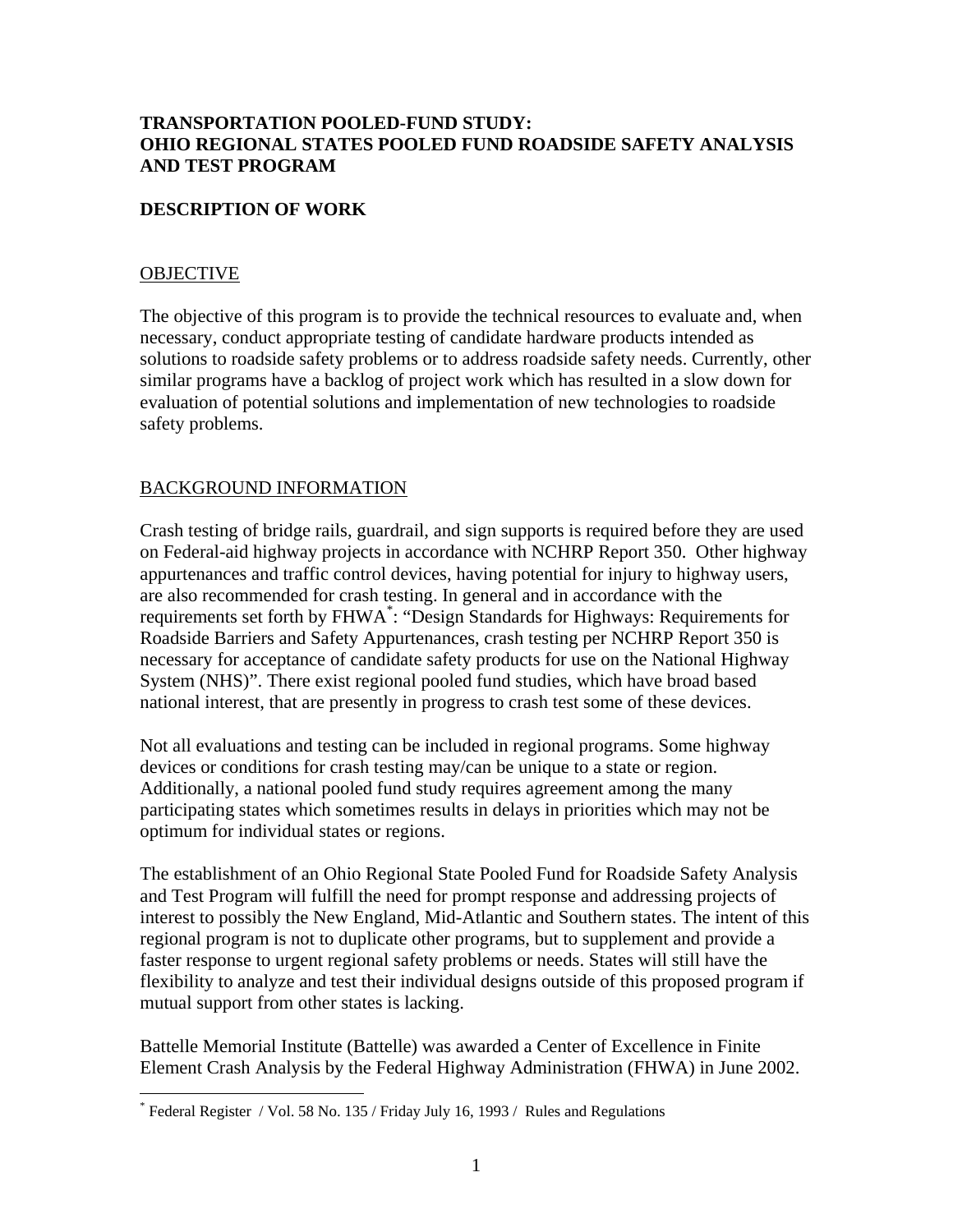**TRANSPORTATION POOLED-FUND STUDY:**
**OHIO REGIONAL STATES POOLED FUND ROADSIDE SAFETY ANALYSIS AND TEST PROGRAM**

**DESCRIPTION OF WORK**

## OBJECTIVE

The objective of this program is to provide the technical resources to evaluate and, when necessary, conduct appropriate testing of candidate hardware products intended as solutions to roadside safety problems or to address roadside safety needs. Currently, other similar programs have a backlog of project work which has resulted in a slow down for evaluation of potential solutions and implementation of new technologies to roadside safety problems.

## BACKGROUND INFORMATION

Crash testing of bridge rails, guardrail, and sign supports is required before they are used on Federal-aid highway projects in accordance with NCHRP Report 350. Other highway appurtenances and traffic control devices, having potential for injury to highway users, are also recommended for crash testing. In general and in accordance with the requirements set forth by FHWA*: "Design Standards for Highways: Requirements for Roadside Barriers and Safety Appurtenances, crash testing per NCHRP Report 350 is necessary for acceptance of candidate safety products for use on the National Highway System (NHS)". There exist regional pooled fund studies, which have broad based national interest, that are presently in progress to crash test some of these devices.

Not all evaluations and testing can be included in regional programs. Some highway devices or conditions for crash testing may/can be unique to a state or region. Additionally, a national pooled fund study requires agreement among the many participating states which sometimes results in delays in priorities which may not be optimum for individual states or regions.

The establishment of an Ohio Regional State Pooled Fund for Roadside Safety Analysis and Test Program will fulfill the need for prompt response and addressing projects of interest to possibly the New England, Mid-Atlantic and Southern states. The intent of this regional program is not to duplicate other programs, but to supplement and provide a faster response to urgent regional safety problems or needs. States will still have the flexibility to analyze and test their individual designs outside of this proposed program if mutual support from other states is lacking.

Battelle Memorial Institute (Battelle) was awarded a Center of Excellence in Finite Element Crash Analysis by the Federal Highway Administration (FHWA) in June 2002.

---

* Federal Register / Vol. 58 No. 135 / Friday July 16, 1993 / Rules and Regulations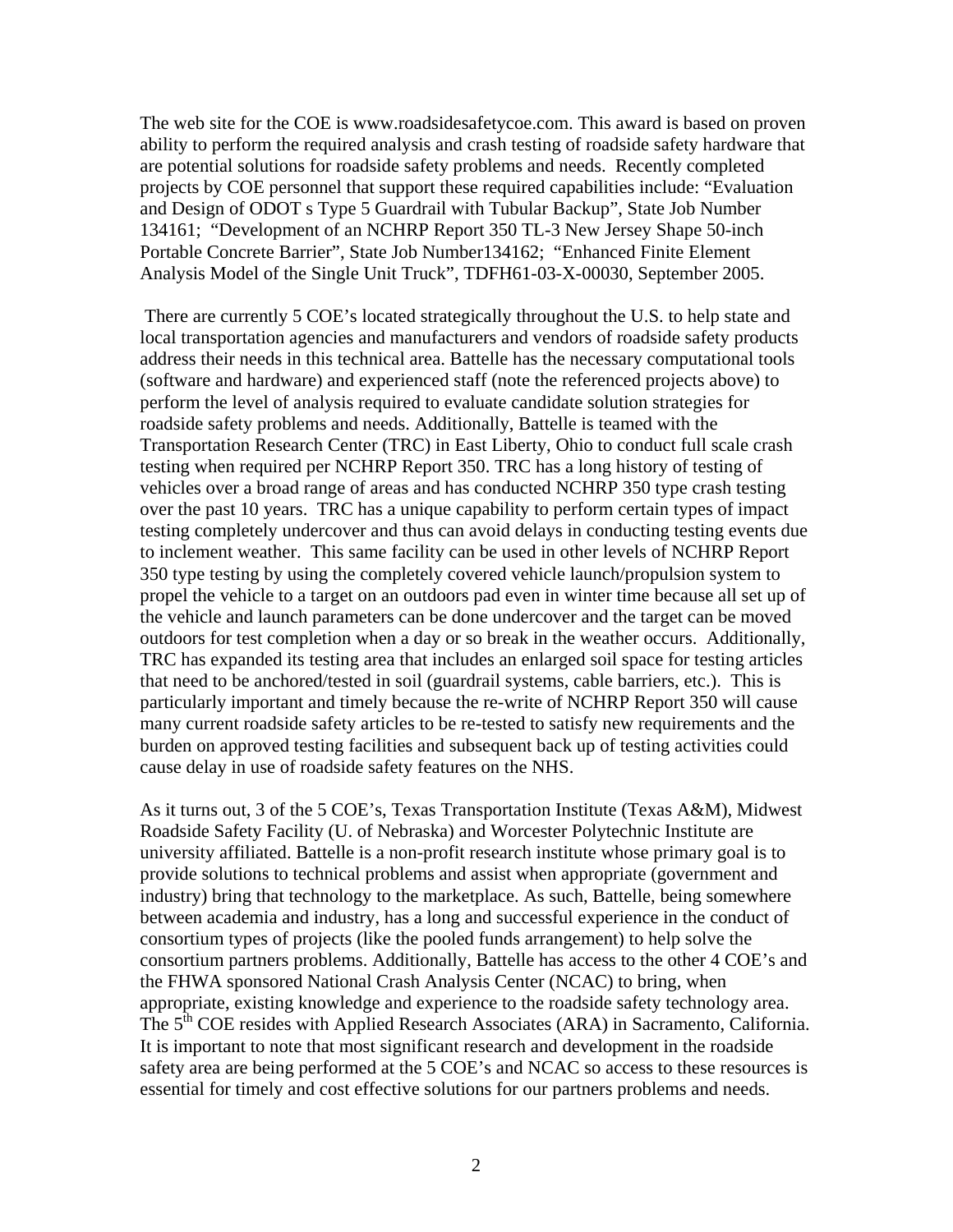The web site for the COE is www.roadsidesafetycoe.com. This award is based on proven ability to perform the required analysis and crash testing of roadside safety hardware that are potential solutions for roadside safety problems and needs. Recently completed projects by COE personnel that support these required capabilities include: "Evaluation and Design of ODOT s Type 5 Guardrail with Tubular Backup", State Job Number 134161; "Development of an NCHRP Report 350 TL-3 New Jersey Shape 50-inch Portable Concrete Barrier", State Job Number134162; "Enhanced Finite Element Analysis Model of the Single Unit Truck", TDFH61-03-X-00030, September 2005.

There are currently 5 COE's located strategically throughout the U.S. to help state and local transportation agencies and manufacturers and vendors of roadside safety products address their needs in this technical area. Battelle has the necessary computational tools (software and hardware) and experienced staff (note the referenced projects above) to perform the level of analysis required to evaluate candidate solution strategies for roadside safety problems and needs. Additionally, Battelle is teamed with the Transportation Research Center (TRC) in East Liberty, Ohio to conduct full scale crash testing when required per NCHRP Report 350. TRC has a long history of testing of vehicles over a broad range of areas and has conducted NCHRP 350 type crash testing over the past 10 years. TRC has a unique capability to perform certain types of impact testing completely undercover and thus can avoid delays in conducting testing events due to inclement weather. This same facility can be used in other levels of NCHRP Report 350 type testing by using the completely covered vehicle launch/propulsion system to propel the vehicle to a target on an outdoors pad even in winter time because all set up of the vehicle and launch parameters can be done undercover and the target can be moved outdoors for test completion when a day or so break in the weather occurs. Additionally, TRC has expanded its testing area that includes an enlarged soil space for testing articles that need to be anchored/tested in soil (guardrail systems, cable barriers, etc.). This is particularly important and timely because the re-write of NCHRP Report 350 will cause many current roadside safety articles to be re-tested to satisfy new requirements and the burden on approved testing facilities and subsequent back up of testing activities could cause delay in use of roadside safety features on the NHS.

As it turns out, 3 of the 5 COE's, Texas Transportation Institute (Texas A&M), Midwest Roadside Safety Facility (U. of Nebraska) and Worcester Polytechnic Institute are university affiliated. Battelle is a non-profit research institute whose primary goal is to provide solutions to technical problems and assist when appropriate (government and industry) bring that technology to the marketplace. As such, Battelle, being somewhere between academia and industry, has a long and successful experience in the conduct of consortium types of projects (like the pooled funds arrangement) to help solve the consortium partners problems. Additionally, Battelle has access to the other 4 COE's and the FHWA sponsored National Crash Analysis Center (NCAC) to bring, when appropriate, existing knowledge and experience to the roadside safety technology area. The 5th COE resides with Applied Research Associates (ARA) in Sacramento, California. It is important to note that most significant research and development in the roadside safety area are being performed at the 5 COE's and NCAC so access to these resources is essential for timely and cost effective solutions for our partners problems and needs.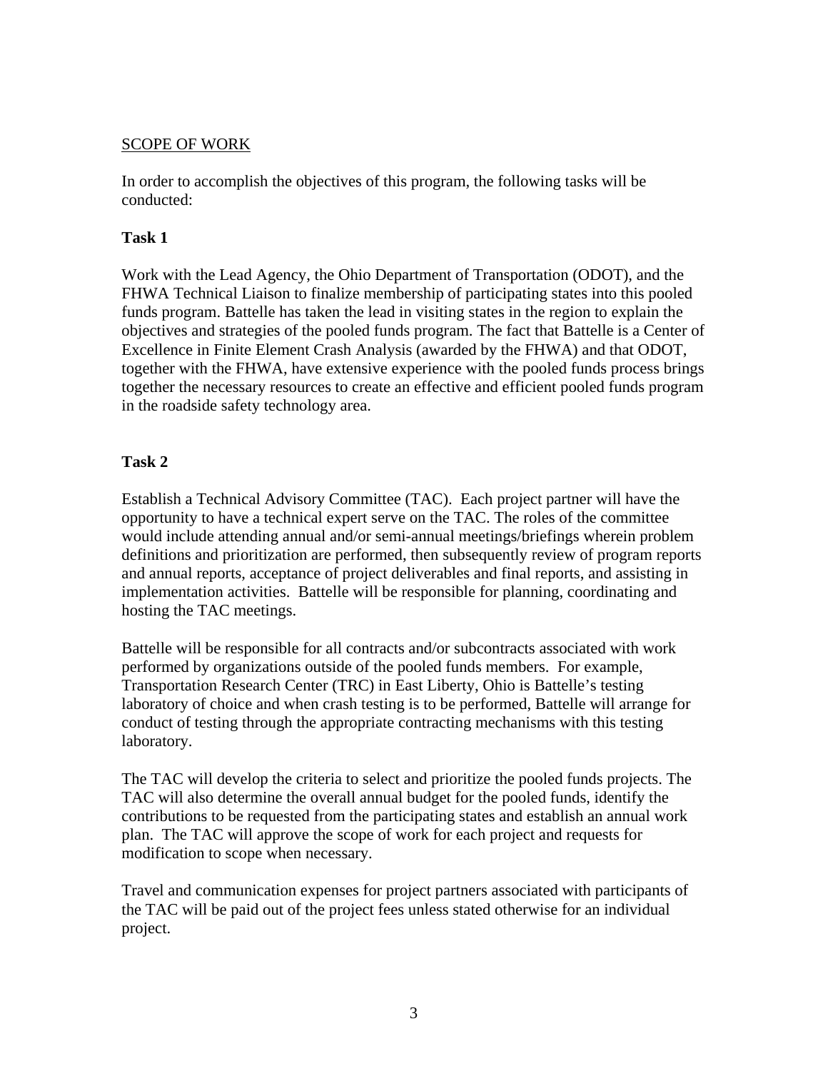SCOPE OF WORK

In order to accomplish the objectives of this program, the following tasks will be conducted:

**Task 1**

Work with the Lead Agency, the Ohio Department of Transportation (ODOT), and the FHWA Technical Liaison to finalize membership of participating states into this pooled funds program. Battelle has taken the lead in visiting states in the region to explain the objectives and strategies of the pooled funds program. The fact that Battelle is a Center of Excellence in Finite Element Crash Analysis (awarded by the FHWA) and that ODOT, together with the FHWA, have extensive experience with the pooled funds process brings together the necessary resources to create an effective and efficient pooled funds program in the roadside safety technology area.

**Task 2**

Establish a Technical Advisory Committee (TAC). Each project partner will have the opportunity to have a technical expert serve on the TAC. The roles of the committee would include attending annual and/or semi-annual meetings/briefings wherein problem definitions and prioritization are performed, then subsequently review of program reports and annual reports, acceptance of project deliverables and final reports, and assisting in implementation activities. Battelle will be responsible for planning, coordinating and hosting the TAC meetings.

Battelle will be responsible for all contracts and/or subcontracts associated with work performed by organizations outside of the pooled funds members. For example, Transportation Research Center (TRC) in East Liberty, Ohio is Battelle's testing laboratory of choice and when crash testing is to be performed, Battelle will arrange for conduct of testing through the appropriate contracting mechanisms with this testing laboratory.

The TAC will develop the criteria to select and prioritize the pooled funds projects. The TAC will also determine the overall annual budget for the pooled funds, identify the contributions to be requested from the participating states and establish an annual work plan. The TAC will approve the scope of work for each project and requests for modification to scope when necessary.

Travel and communication expenses for project partners associated with participants of the TAC will be paid out of the project fees unless stated otherwise for an individual project.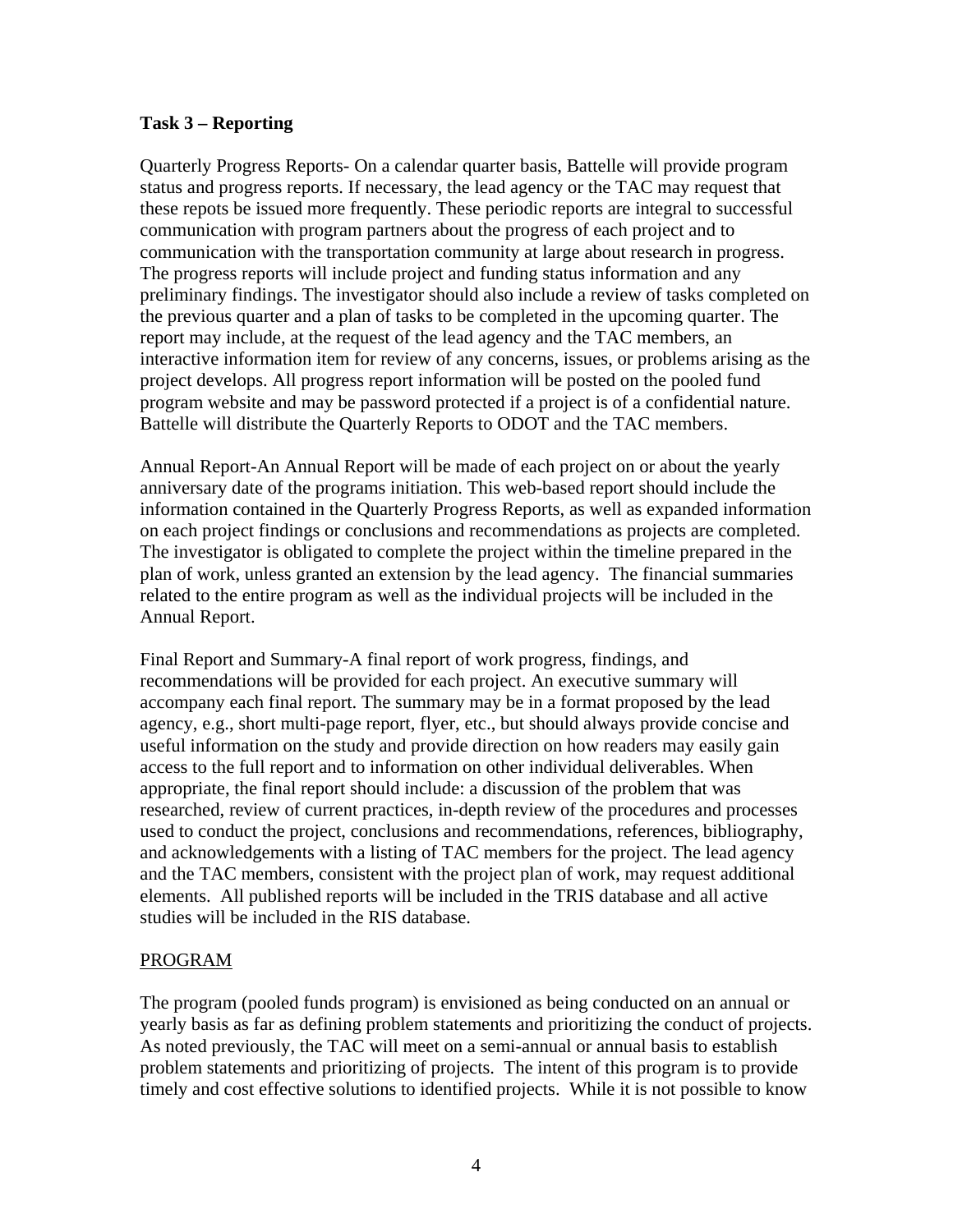**Task 3 – Reporting**

Quarterly Progress Reports- On a calendar quarter basis, Battelle will provide program status and progress reports. If necessary, the lead agency or the TAC may request that these repots be issued more frequently. These periodic reports are integral to successful communication with program partners about the progress of each project and to communication with the transportation community at large about research in progress. The progress reports will include project and funding status information and any preliminary findings. The investigator should also include a review of tasks completed on the previous quarter and a plan of tasks to be completed in the upcoming quarter. The report may include, at the request of the lead agency and the TAC members, an interactive information item for review of any concerns, issues, or problems arising as the project develops. All progress report information will be posted on the pooled fund program website and may be password protected if a project is of a confidential nature. Battelle will distribute the Quarterly Reports to ODOT and the TAC members.

Annual Report-An Annual Report will be made of each project on or about the yearly anniversary date of the programs initiation. This web-based report should include the information contained in the Quarterly Progress Reports, as well as expanded information on each project findings or conclusions and recommendations as projects are completed. The investigator is obligated to complete the project within the timeline prepared in the plan of work, unless granted an extension by the lead agency. The financial summaries related to the entire program as well as the individual projects will be included in the Annual Report.

Final Report and Summary-A final report of work progress, findings, and recommendations will be provided for each project. An executive summary will accompany each final report. The summary may be in a format proposed by the lead agency, e.g., short multi-page report, flyer, etc., but should always provide concise and useful information on the study and provide direction on how readers may easily gain access to the full report and to information on other individual deliverables. When appropriate, the final report should include: a discussion of the problem that was researched, review of current practices, in-depth review of the procedures and processes used to conduct the project, conclusions and recommendations, references, bibliography, and acknowledgements with a listing of TAC members for the project. The lead agency and the TAC members, consistent with the project plan of work, may request additional elements. All published reports will be included in the TRIS database and all active studies will be included in the RIS database.

PROGRAM

The program (pooled funds program) is envisioned as being conducted on an annual or yearly basis as far as defining problem statements and prioritizing the conduct of projects. As noted previously, the TAC will meet on a semi-annual or annual basis to establish problem statements and prioritizing of projects. The intent of this program is to provide timely and cost effective solutions to identified projects. While it is not possible to know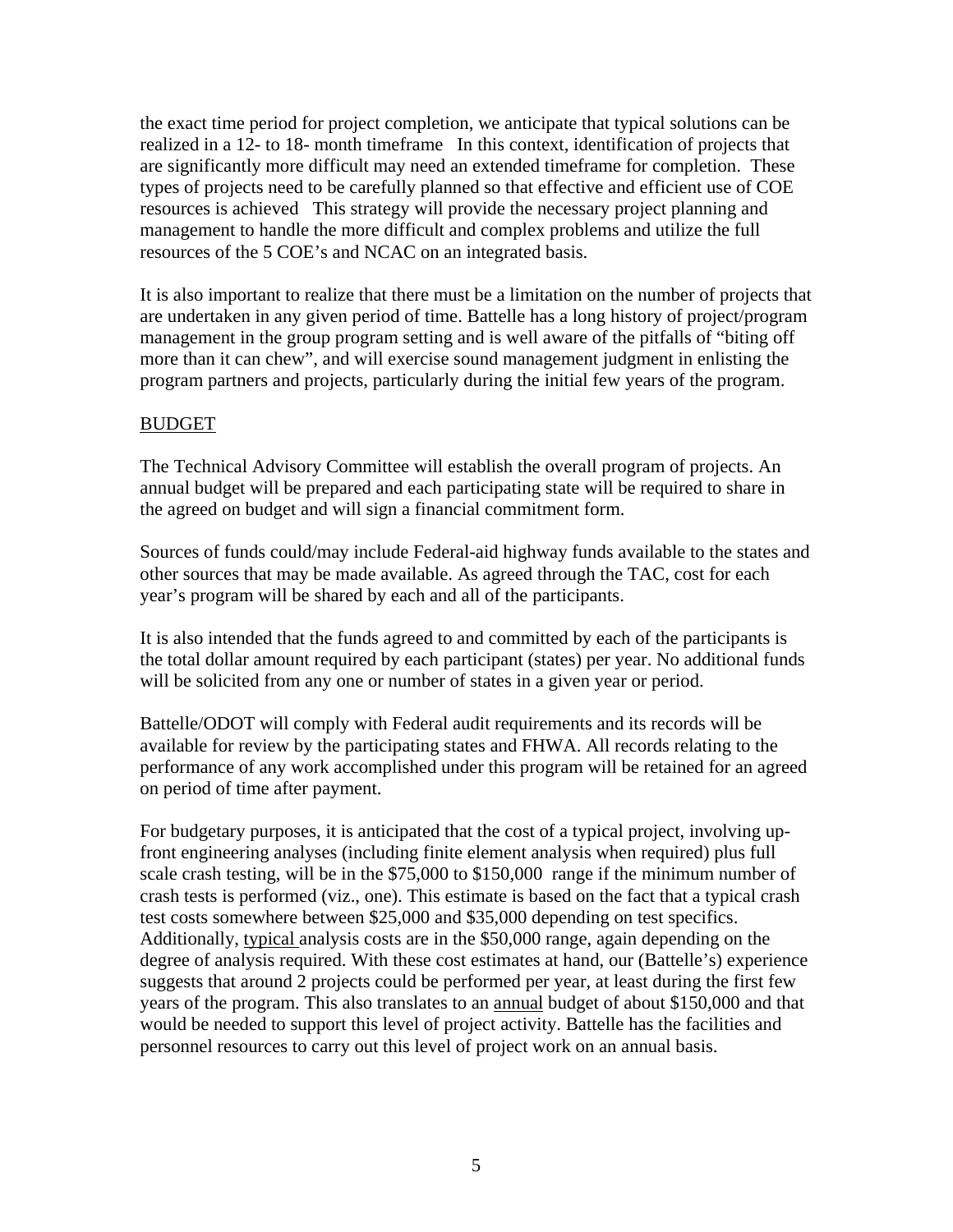the exact time period for project completion, we anticipate that typical solutions can be realized in a 12- to 18- month timeframe In this context, identification of projects that are significantly more difficult may need an extended timeframe for completion. These types of projects need to be carefully planned so that effective and efficient use of COE resources is achieved This strategy will provide the necessary project planning and management to handle the more difficult and complex problems and utilize the full resources of the 5 COE's and NCAC on an integrated basis.

It is also important to realize that there must be a limitation on the number of projects that are undertaken in any given period of time. Battelle has a long history of project/program management in the group program setting and is well aware of the pitfalls of "biting off more than it can chew", and will exercise sound management judgment in enlisting the program partners and projects, particularly during the initial few years of the program.

## BUDGET

The Technical Advisory Committee will establish the overall program of projects. An annual budget will be prepared and each participating state will be required to share in the agreed on budget and will sign a financial commitment form.

Sources of funds could/may include Federal-aid highway funds available to the states and other sources that may be made available. As agreed through the TAC, cost for each year's program will be shared by each and all of the participants.

It is also intended that the funds agreed to and committed by each of the participants is the total dollar amount required by each participant (states) per year. No additional funds will be solicited from any one or number of states in a given year or period.

Battelle/ODOT will comply with Federal audit requirements and its records will be available for review by the participating states and FHWA. All records relating to the performance of any work accomplished under this program will be retained for an agreed on period of time after payment.

For budgetary purposes, it is anticipated that the cost of a typical project, involving up-front engineering analyses (including finite element analysis when required) plus full scale crash testing, will be in the $75,000 to $150,000 range if the minimum number of crash tests is performed (viz., one). This estimate is based on the fact that a typical crash test costs somewhere between $25,000 and $35,000 depending on test specifics. Additionally, typical analysis costs are in the $50,000 range, again depending on the degree of analysis required. With these cost estimates at hand, our (Battelle's) experience suggests that around 2 projects could be performed per year, at least during the first few years of the program. This also translates to an annual budget of about $150,000 and that would be needed to support this level of project activity. Battelle has the facilities and personnel resources to carry out this level of project work on an annual basis.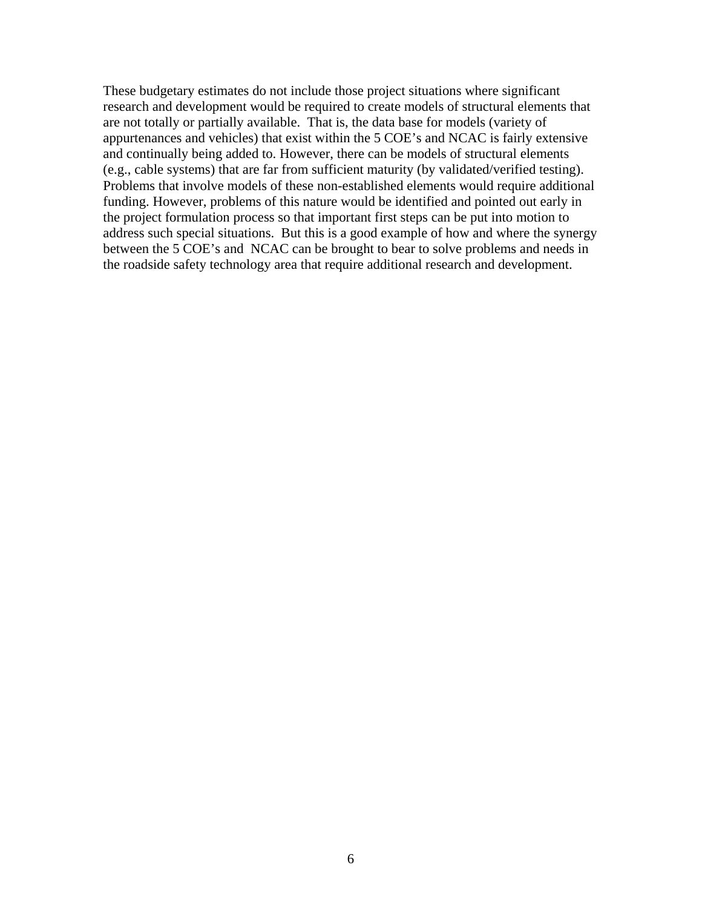These budgetary estimates do not include those project situations where significant research and development would be required to create models of structural elements that are not totally or partially available. That is, the data base for models (variety of appurtenances and vehicles) that exist within the 5 COE's and NCAC is fairly extensive and continually being added to. However, there can be models of structural elements (e.g., cable systems) that are far from sufficient maturity (by validated/verified testing). Problems that involve models of these non-established elements would require additional funding. However, problems of this nature would be identified and pointed out early in the project formulation process so that important first steps can be put into motion to address such special situations. But this is a good example of how and where the synergy between the 5 COE's and NCAC can be brought to bear to solve problems and needs in the roadside safety technology area that require additional research and development.